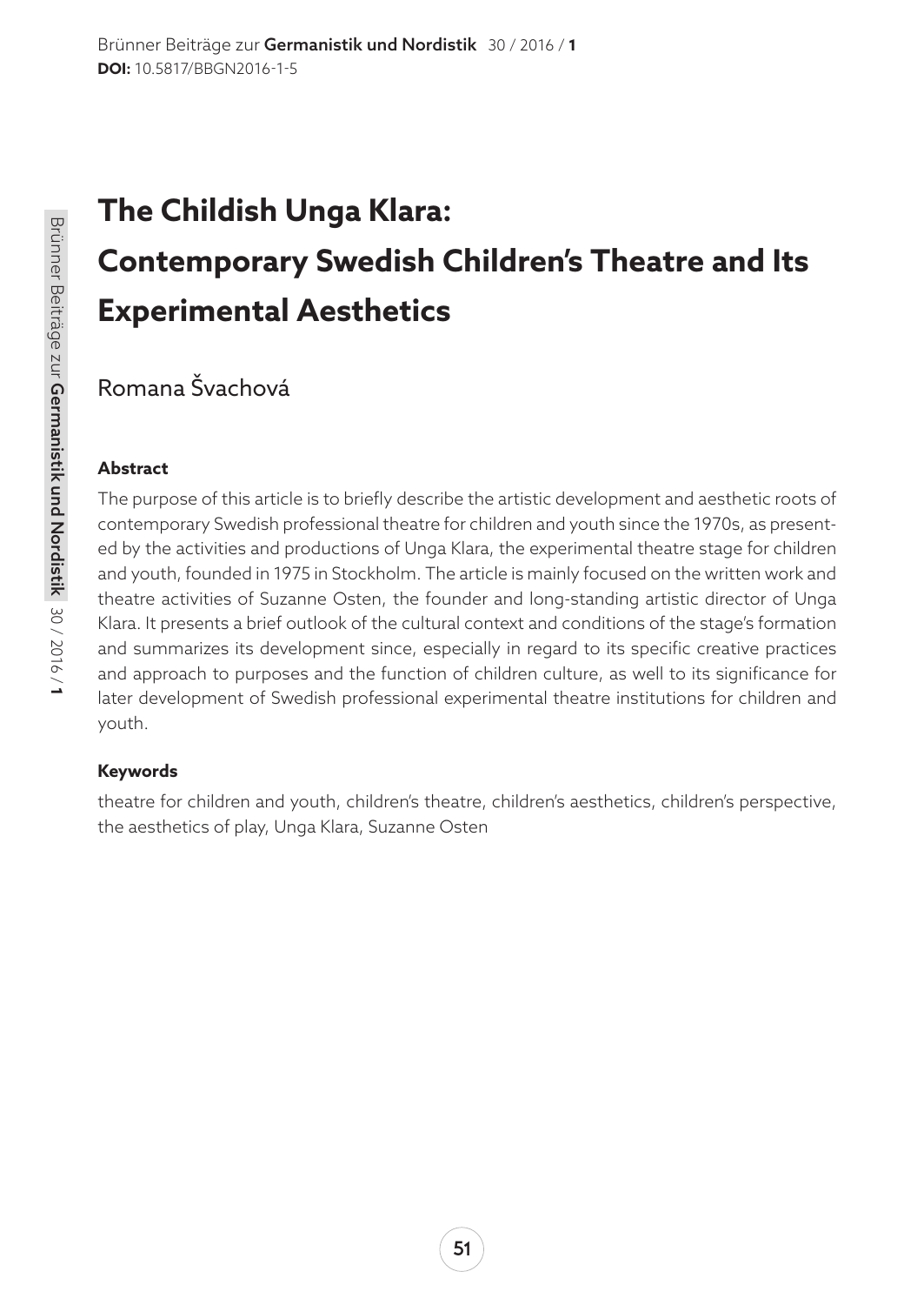# The Childish Unga Klara: Contemporary Swedish Children's Theatre and Its Experimental Aesthetics

Romana Švachová

### Abstract

The purpose of this article is to briefly describe the artistic development and aesthetic roots of contemporary Swedish professional theatre for children and youth since the 1970s, as presented by the activities and productions of Unga Klara, the experimental theatre stage for children and youth, founded in 1975 in Stockholm. The article is mainly focused on the written work and theatre activities of Suzanne Osten, the founder and long-standing artistic director of Unga Klara. It presents a brief outlook of the cultural context and conditions of the stage's formation and summarizes its development since, especially in regard to its specific creative practices and approach to purposes and the function of children culture, as well to its significance for later development of Swedish professional experimental theatre institutions for children and youth.

### Keywords

theatre for children and youth, children's theatre, children's aesthetics, children's perspective, the aesthetics of play, Unga Klara, Suzanne Osten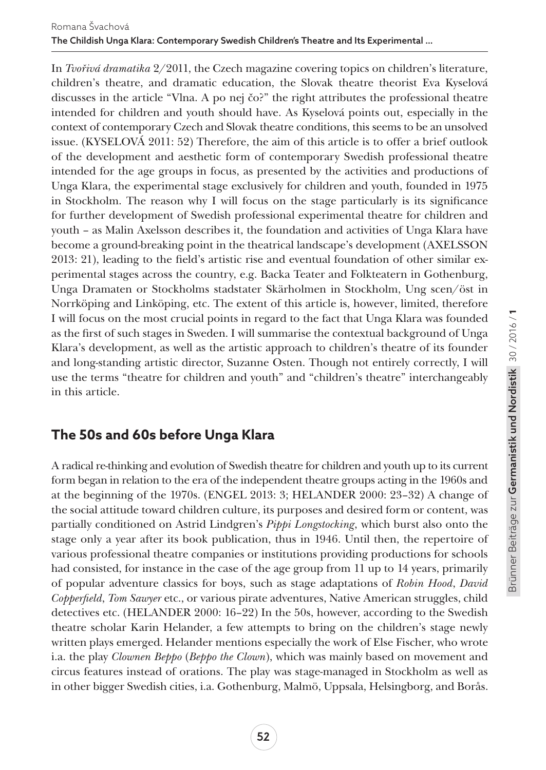In *Tvořivá dramatika* 2/2011, the Czech magazine covering topics on children's literature, children's theatre, and dramatic education, the Slovak theatre theorist Eva Kyselová discusses in the article "Vlna. A po nej čo?" the right attributes the professional theatre intended for children and youth should have. As Kyselová points out, especially in the context of contemporary Czech and Slovak theatre conditions, this seems to be an unsolved issue. (KYSELOVÁ 2011: 52) Therefore, the aim of this article is to offer a brief outlook of the development and aesthetic form of contemporary Swedish professional theatre intended for the age groups in focus, as presented by the activities and productions of Unga Klara, the experimental stage exclusively for children and youth, founded in 1975 in Stockholm. The reason why I will focus on the stage particularly is its significance for further development of Swedish professional experimental theatre for children and youth – as Malin Axelsson describes it, the foundation and activities of Unga Klara have become a ground-breaking point in the theatrical landscape's development (AXELSSON 2013: 21), leading to the field's artistic rise and eventual foundation of other similar experimental stages across the country, e.g. Backa Teater and Folkteatern in Gothenburg, Unga Dramaten or Stockholms stadstater Skärholmen in Stockholm, Ung scen/öst in Norrköping and Linköping, etc. The extent of this article is, however, limited, therefore I will focus on the most crucial points in regard to the fact that Unga Klara was founded as the first of such stages in Sweden. I will summarise the contextual background of Unga Klara's development, as well as the artistic approach to children's theatre of its founder and long-standing artistic director, Suzanne Osten. Though not entirely correctly, I will use the terms "theatre for children and youth" and "children's theatre" interchangeably in this article.

## The 50s and 60s before Unga Klara

A radical re-thinking and evolution of Swedish theatre for children and youth up to its current form began in relation to the era of the independent theatre groups acting in the 1960s and at the beginning of the 1970s. (ENGEL 2013: 3; HELANDER 2000: 23–32) A change of the social attitude toward children culture, its purposes and desired form or content, was partially conditioned on Astrid Lindgren's *Pippi Longstocking*, which burst also onto the stage only a year after its book publication, thus in 1946. Until then, the repertoire of various professional theatre companies or institutions providing productions for schools had consisted, for instance in the case of the age group from 11 up to 14 years, primarily of popular adventure classics for boys, such as stage adaptations of *Robin Hood*, *David Copperfield*, *Tom Sawyer* etc., or various pirate adventures, Native American struggles, child detectives etc. (HELANDER 2000: 16–22) In the 50s, however, according to the Swedish theatre scholar Karin Helander, a few attempts to bring on the children's stage newly written plays emerged. Helander mentions especially the work of Else Fischer, who wrote i.a. the play *Clownen Beppo* (*Beppo the Clown*), which was mainly based on movement and circus features instead of orations. The play was stage-managed in Stockholm as well as in other bigger Swedish cities, i.a. Gothenburg, Malmö, Uppsala, Helsingborg, and Borås.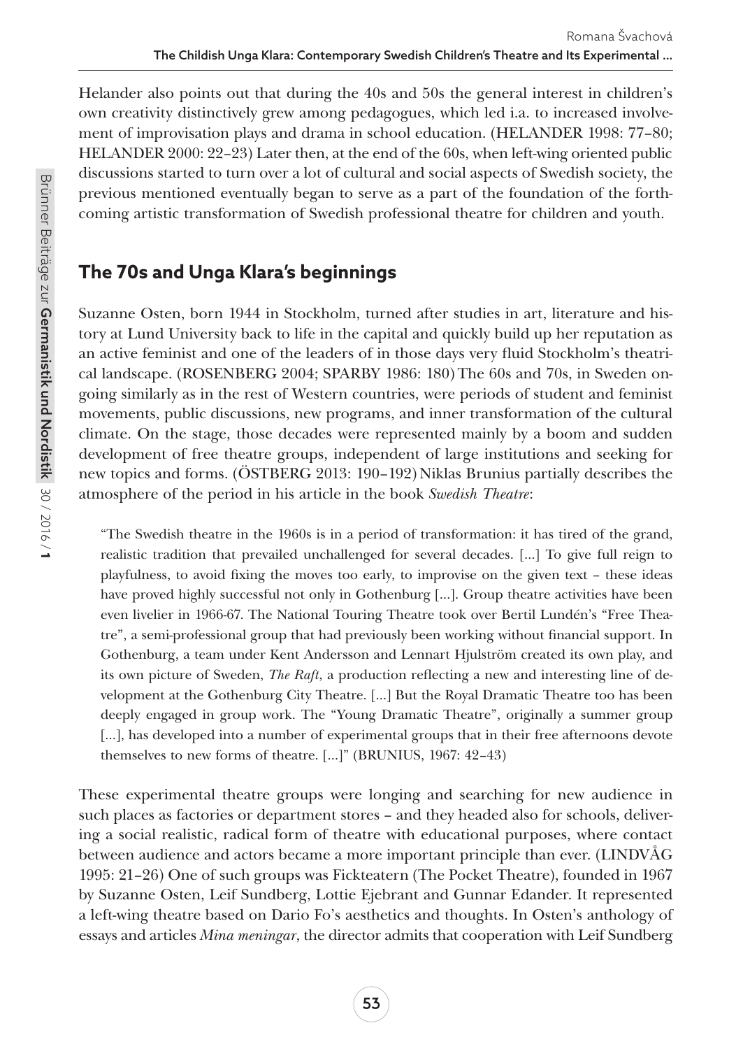Helander also points out that during the 40s and 50s the general interest in children's own creativity distinctively grew among pedagogues, which led i.a. to increased involvement of improvisation plays and drama in school education. (HELANDER 1998: 77–80; HELANDER 2000: 22–23) Later then, at the end of the 60s, when left-wing oriented public discussions started to turn over a lot of cultural and social aspects of Swedish society, the previous mentioned eventually began to serve as a part of the foundation of the forthcoming artistic transformation of Swedish professional theatre for children and youth.

## The 70s and Unga Klara's beginnings

Suzanne Osten, born 1944 in Stockholm, turned after studies in art, literature and history at Lund University back to life in the capital and quickly build up her reputation as an active feminist and one of the leaders of in those days very fluid Stockholm's theatrical landscape. (ROSENBERG 2004; SPARBY 1986: 180) The 60s and 70s, in Sweden ongoing similarly as in the rest of Western countries, were periods of student and feminist movements, public discussions, new programs, and inner transformation of the cultural climate. On the stage, those decades were represented mainly by a boom and sudden development of free theatre groups, independent of large institutions and seeking for new topics and forms. (ÖSTBERG 2013: 190–192) Niklas Brunius partially describes the atmosphere of the period in his article in the book *Swedish Theatre*:

> "The Swedish theatre in the 1960s is in a period of transformation: it has tired of the grand, realistic tradition that prevailed unchallenged for several decades. [...] To give full reign to playfulness, to avoid fixing the moves too early, to improvise on the given text – these ideas have proved highly successful not only in Gothenburg [...]. Group theatre activities have been even livelier in 1966-67. The National Touring Theatre took over Bertil Lundén's "Free Theatre", a semi-professional group that had previously been working without financial support. In Gothenburg, a team under Kent Andersson and Lennart Hjulström created its own play, and its own picture of Sweden, *The Raft*, a production reflecting a new and interesting line of development at the Gothenburg City Theatre. [...] But the Royal Dramatic Theatre too has been deeply engaged in group work. The "Young Dramatic Theatre", originally a summer group [...], has developed into a number of experimental groups that in their free afternoons devote themselves to new forms of theatre. [...]" (BRUNIUS, 1967: 42–43)

These experimental theatre groups were longing and searching for new audience in such places as factories or department stores – and they headed also for schools, delivering a social realistic, radical form of theatre with educational purposes, where contact between audience and actors became a more important principle than ever. (LINDVÅG 1995: 21–26) One of such groups was Fickteatern (The Pocket Theatre), founded in 1967 by Suzanne Osten, Leif Sundberg, Lottie Ejebrant and Gunnar Edander. It represented a left-wing theatre based on Dario Fo's aesthetics and thoughts. In Osten's anthology of essays and articles *Mina meningar*, the director admits that cooperation with Leif Sundberg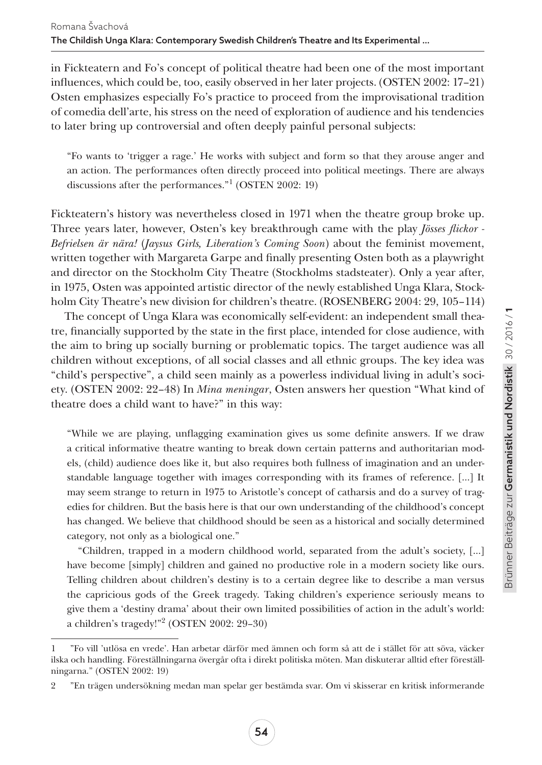in Fickteatern and Fo's concept of political theatre had been one of the most important influences, which could be, too, easily observed in her later projects. (OSTEN 2002: 17–21) Osten emphasizes especially Fo's practice to proceed from the improvisational tradition of comedia dell'arte, his stress on the need of exploration of audience and his tendencies to later bring up controversial and often deeply painful personal subjects:

> "Fo wants to 'trigger a rage.' He works with subject and form so that they arouse anger and an action. The performances often directly proceed into political meetings. There are always discussions after the performances."[1] (OSTEN 2002: 19)

Fickteatern's history was nevertheless closed in 1971 when the theatre group broke up. Three years later, however, Osten's key breakthrough came with the play *Jösses flickor - Befrielsen är nära!* (*Jaysus Girls, Liberation's Coming Soon*) about the feminist movement, written together with Margareta Garpe and finally presenting Osten both as a playwright and director on the Stockholm City Theatre (Stockholms stadsteater). Only a year after, in 1975, Osten was appointed artistic director of the newly established Unga Klara, Stockholm City Theatre's new division for children's theatre. (ROSENBERG 2004: 29, 105–114)

The concept of Unga Klara was economically self-evident: an independent small theatre, financially supported by the state in the first place, intended for close audience, with the aim to bring up socially burning or problematic topics. The target audience was all children without exceptions, of all social classes and all ethnic groups. The key idea was "child's perspective", a child seen mainly as a powerless individual living in adult's society. (OSTEN 2002: 22–48) In *Mina meningar*, Osten answers her question "What kind of theatre does a child want to have?" in this way:

> "While we are playing, unflagging examination gives us some definite answers. If we draw a critical informative theatre wanting to break down certain patterns and authoritarian models, (child) audience does like it, but also requires both fullness of imagination and an understandable language together with images corresponding with its frames of reference. [...] It may seem strange to return in 1975 to Aristotle's concept of catharsis and do a survey of tragedies for children. But the basis here is that our own understanding of the childhood's concept has changed. We believe that childhood should be seen as a historical and socially determined category, not only as a biological one."
>
> "Children, trapped in a modern childhood world, separated from the adult's society, [...] have become [simply] children and gained no productive role in a modern society like ours. Telling children about children's destiny is to a certain degree like to describe a man versus the capricious gods of the Greek tragedy. Taking children's experience seriously means to give them a 'destiny drama' about their own limited possibilities of action in the adult's world: a children's tragedy!"[2] (OSTEN 2002: 29–30)

---

1 "Fo vill 'utlösa en vrede'. Han arbetar därför med ämnen och form så att de i stället för att söva, väcker ilska och handling. Föreställningarna övergår ofta i direkt politiska möten. Man diskuterar alltid efter föreställningarna." (OSTEN 2002: 19)

2 "En trägen undersökning medan man spelar ger bestämda svar. Om vi skisserar en kritisk informerande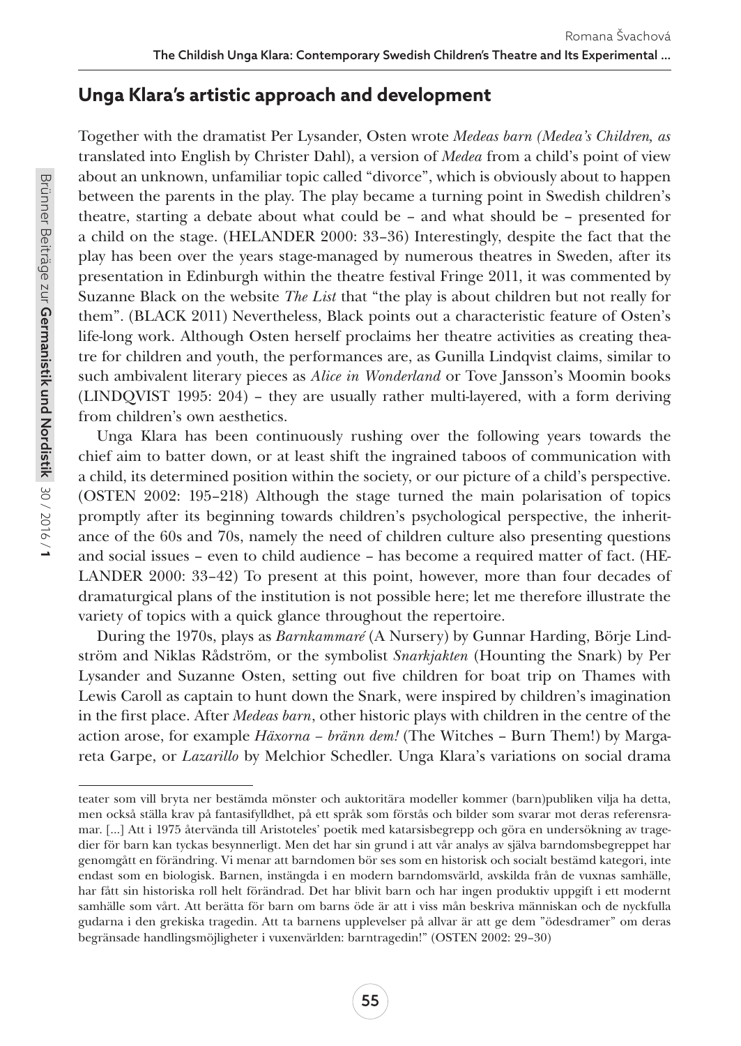## Unga Klara's artistic approach and development

Together with the dramatist Per Lysander, Osten wrote *Medeas barn (Medea's Children, as* translated into English by Christer Dahl), a version of *Medea* from a child's point of view about an unknown, unfamiliar topic called "divorce", which is obviously about to happen between the parents in the play. The play became a turning point in Swedish children's theatre, starting a debate about what could be – and what should be – presented for a child on the stage. (HELANDER 2000: 33–36) Interestingly, despite the fact that the play has been over the years stage-managed by numerous theatres in Sweden, after its presentation in Edinburgh within the theatre festival Fringe 2011, it was commented by Suzanne Black on the website *The List* that "the play is about children but not really for them". (BLACK 2011) Nevertheless, Black points out a characteristic feature of Osten's life-long work. Although Osten herself proclaims her theatre activities as creating theatre for children and youth, the performances are, as Gunilla Lindqvist claims, similar to such ambivalent literary pieces as *Alice in Wonderland* or Tove Jansson's Moomin books (LINDQVIST 1995: 204) – they are usually rather multi-layered, with a form deriving from children's own aesthetics.

Unga Klara has been continuously rushing over the following years towards the chief aim to batter down, or at least shift the ingrained taboos of communication with a child, its determined position within the society, or our picture of a child's perspective. (OSTEN 2002: 195–218) Although the stage turned the main polarisation of topics promptly after its beginning towards children's psychological perspective, the inheritance of the 60s and 70s, namely the need of children culture also presenting questions and social issues – even to child audience – has become a required matter of fact. (HELANDER 2000: 33–42) To present at this point, however, more than four decades of dramaturgical plans of the institution is not possible here; let me therefore illustrate the variety of topics with a quick glance throughout the repertoire.

During the 1970s, plays as *Barnkammaré* (A Nursery) by Gunnar Harding, Börje Lindström and Niklas Rådström, or the symbolist *Snarkjakten* (Hounting the Snark) by Per Lysander and Suzanne Osten, setting out five children for boat trip on Thames with Lewis Caroll as captain to hunt down the Snark, were inspired by children's imagination in the first place. After *Medeas barn*, other historic plays with children in the centre of the action arose, for example *Häxorna – bränn dem!* (The Witches – Burn Them!) by Margareta Garpe, or *Lazarillo* by Melchior Schedler. Unga Klara's variations on social drama

---

teater som vill bryta ner bestämda mönster och auktoritära modeller kommer (barn)publiken vilja ha detta, men också ställa krav på fantasifylldhet, på ett språk som förstås och bilder som svarar mot deras referensramar. [...] Att i 1975 återvända till Aristoteles' poetik med katarsisbegrepp och göra en undersökning av tragedier för barn kan tyckas besynnerligt. Men det har sin grund i att vår analys av själva barndomsbegreppet har genomgått en förändring. Vi menar att barndomen bör ses som en historisk och socialt bestämd kategori, inte endast som en biologisk. Barnen, instängda i en modern barndomsvärld, avskilda från de vuxnas samhälle, har fått sin historiska roll helt förändrad. Det har blivit barn och har ingen produktiv uppgift i ett modernt samhälle som vårt. Att berätta för barn om barns öde är att i viss mån beskriva människan och de nyckfulla gudarna i den grekiska tragedin. Att ta barnens upplevelser på allvar är att ge dem "ödesdramer" om deras begränsade handlingsmöjligheter i vuxenvärlden: barntragedin!" (OSTEN 2002: 29–30)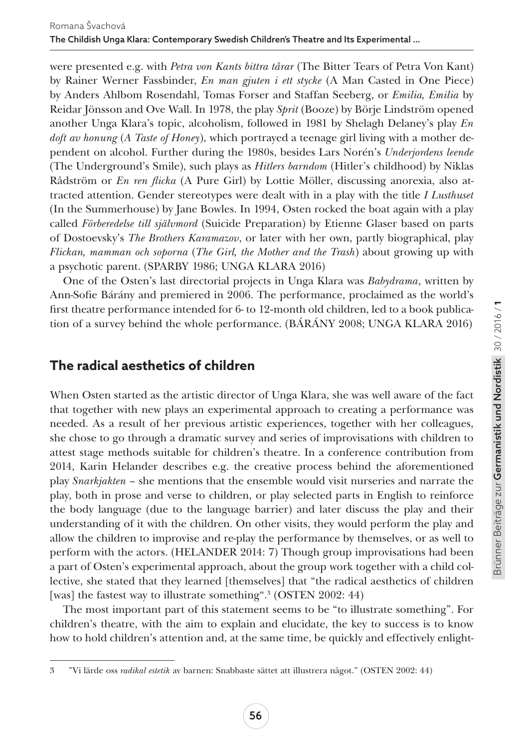were presented e.g. with *Petra von Kants bittra tårar* (The Bitter Tears of Petra Von Kant) by Rainer Werner Fassbinder, *En man gjuten i ett stycke* (A Man Casted in One Piece) by Anders Ahlbom Rosendahl, Tomas Forser and Staffan Seeberg, or *Emilia, Emilia* by Reidar Jönsson and Ove Wall. In 1978, the play *Sprit* (Booze) by Börje Lindström opened another Unga Klara's topic, alcoholism, followed in 1981 by Shelagh Delaney's play *En doft av honung* (*A Taste of Honey*), which portrayed a teenage girl living with a mother dependent on alcohol. Further during the 1980s, besides Lars Norén's *Underjordens leende* (The Underground's Smile), such plays as *Hitlers barndom* (Hitler's childhood) by Niklas Rådström or *En ren flicka* (A Pure Girl) by Lottie Möller, discussing anorexia, also attracted attention. Gender stereotypes were dealt with in a play with the title *I Lusthuset* (In the Summerhouse) by Jane Bowles. In 1994, Osten rocked the boat again with a play called *Förberedelse till självmord* (Suicide Preparation) by Etienne Glaser based on parts of Dostoevsky's *The Brothers Karamazov*, or later with her own, partly biographical, play *Flickan, mamman och soporna* (*The Girl, the Mother and the Trash*) about growing up with a psychotic parent. (SPARBY 1986; UNGA KLARA 2016)

One of the Osten's last directorial projects in Unga Klara was *Babydrama*, written by Ann-Sofie Bárány and premiered in 2006. The performance, proclaimed as the world's first theatre performance intended for 6- to 12-month old children, led to a book publication of a survey behind the whole performance. (BÁRÁNY 2008; UNGA KLARA 2016)

## The radical aesthetics of children

When Osten started as the artistic director of Unga Klara, she was well aware of the fact that together with new plays an experimental approach to creating a performance was needed. As a result of her previous artistic experiences, together with her colleagues, she chose to go through a dramatic survey and series of improvisations with children to attest stage methods suitable for children's theatre. In a conference contribution from 2014, Karin Helander describes e.g. the creative process behind the aforementioned play *Snarkjakten* – she mentions that the ensemble would visit nurseries and narrate the play, both in prose and verse to children, or play selected parts in English to reinforce the body language (due to the language barrier) and later discuss the play and their understanding of it with the children. On other visits, they would perform the play and allow the children to improvise and re-play the performance by themselves, or as well to perform with the actors. (HELANDER 2014: 7) Though group improvisations had been a part of Osten's experimental approach, about the group work together with a child collective, she stated that they learned [themselves] that "the radical aesthetics of children [was] the fastest way to illustrate something".[3] (OSTEN 2002: 44)

The most important part of this statement seems to be "to illustrate something". For children's theatre, with the aim to explain and elucidate, the key to success is to know how to hold children's attention and, at the same time, be quickly and effectively enlight-

---

3 "Vi lärde oss *radikal estetik* av barnen: Snabbaste sättet att illustrera något." (OSTEN 2002: 44)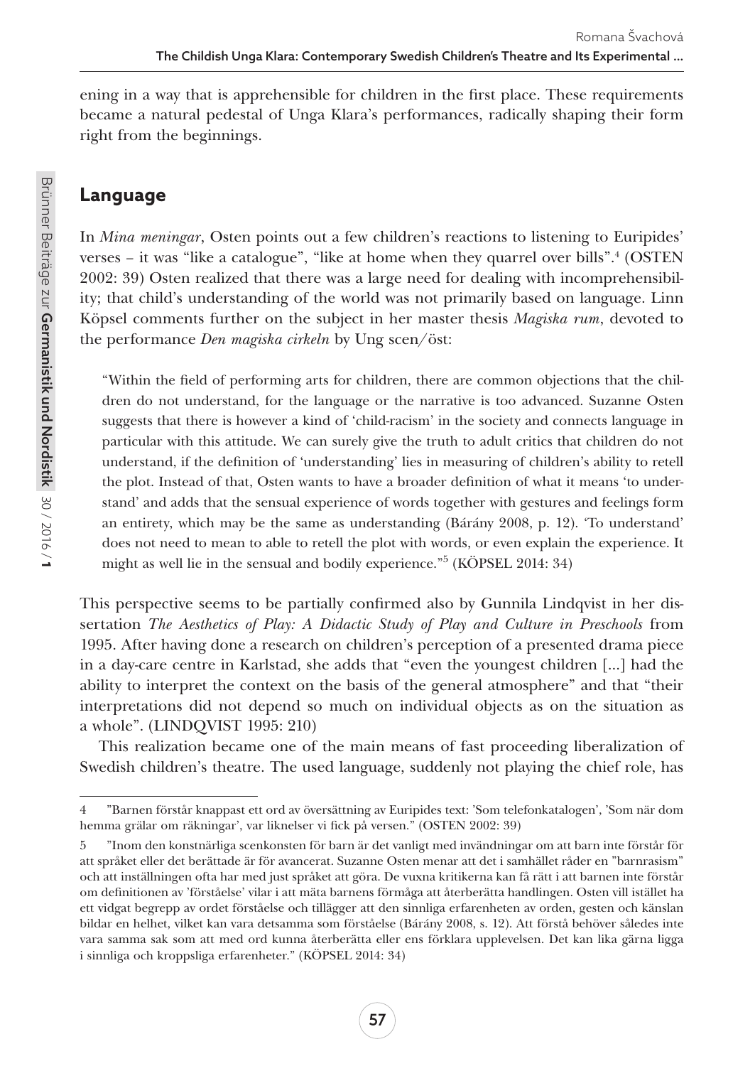ening in a way that is apprehensible for children in the first place. These requirements became a natural pedestal of Unga Klara's performances, radically shaping their form right from the beginnings.

## Language

In *Mina meningar*, Osten points out a few children's reactions to listening to Euripides' verses – it was "like a catalogue", "like at home when they quarrel over bills".[4] (OSTEN 2002: 39) Osten realized that there was a large need for dealing with incomprehensibility; that child's understanding of the world was not primarily based on language. Linn Köpsel comments further on the subject in her master thesis *Magiska rum*, devoted to the performance *Den magiska cirkeln* by Ung scen/öst:

> "Within the field of performing arts for children, there are common objections that the children do not understand, for the language or the narrative is too advanced. Suzanne Osten suggests that there is however a kind of 'child-racism' in the society and connects language in particular with this attitude. We can surely give the truth to adult critics that children do not understand, if the definition of 'understanding' lies in measuring of children's ability to retell the plot. Instead of that, Osten wants to have a broader definition of what it means 'to understand' and adds that the sensual experience of words together with gestures and feelings form an entirety, which may be the same as understanding (Bárány 2008, p. 12). 'To understand' does not need to mean to able to retell the plot with words, or even explain the experience. It might as well lie in the sensual and bodily experience."[5] (KÖPSEL 2014: 34)

This perspective seems to be partially confirmed also by Gunnila Lindqvist in her dissertation *The Aesthetics of Play: A Didactic Study of Play and Culture in Preschools* from 1995. After having done a research on children's perception of a presented drama piece in a day-care centre in Karlstad, she adds that "even the youngest children [...] had the ability to interpret the context on the basis of the general atmosphere" and that "their interpretations did not depend so much on individual objects as on the situation as a whole". (LINDQVIST 1995: 210)

This realization became one of the main means of fast proceeding liberalization of Swedish children's theatre. The used language, suddenly not playing the chief role, has

---

4 "Barnen förstår knappast ett ord av översättning av Euripides text: 'Som telefonkatalogen', 'Som när dom hemma grälar om räkningar', var liknelser vi fick på versen." (OSTEN 2002: 39)

5 "Inom den konstnärliga scenkonsten för barn är det vanligt med invändningar om att barn inte förstår för att språket eller det berättade är för avancerat. Suzanne Osten menar att det i samhället råder en "barnrasism" och att inställningen ofta har med just språket att göra. De vuxna kritikerna kan få rätt i att barnen inte förstår om definitionen av 'förståelse' vilar i att mäta barnens förmåga att återberätta handlingen. Osten vill istället ha ett vidgat begrepp av ordet förståelse och tillägger att den sinnliga erfarenheten av orden, gesten och känslan bildar en helhet, vilket kan vara detsamma som förståelse (Bárány 2008, s. 12). Att förstå behöver således inte vara samma sak som att med ord kunna återberätta eller ens förklara upplevelsen. Det kan lika gärna ligga i sinnliga och kroppsliga erfarenheter." (KÖPSEL 2014: 34)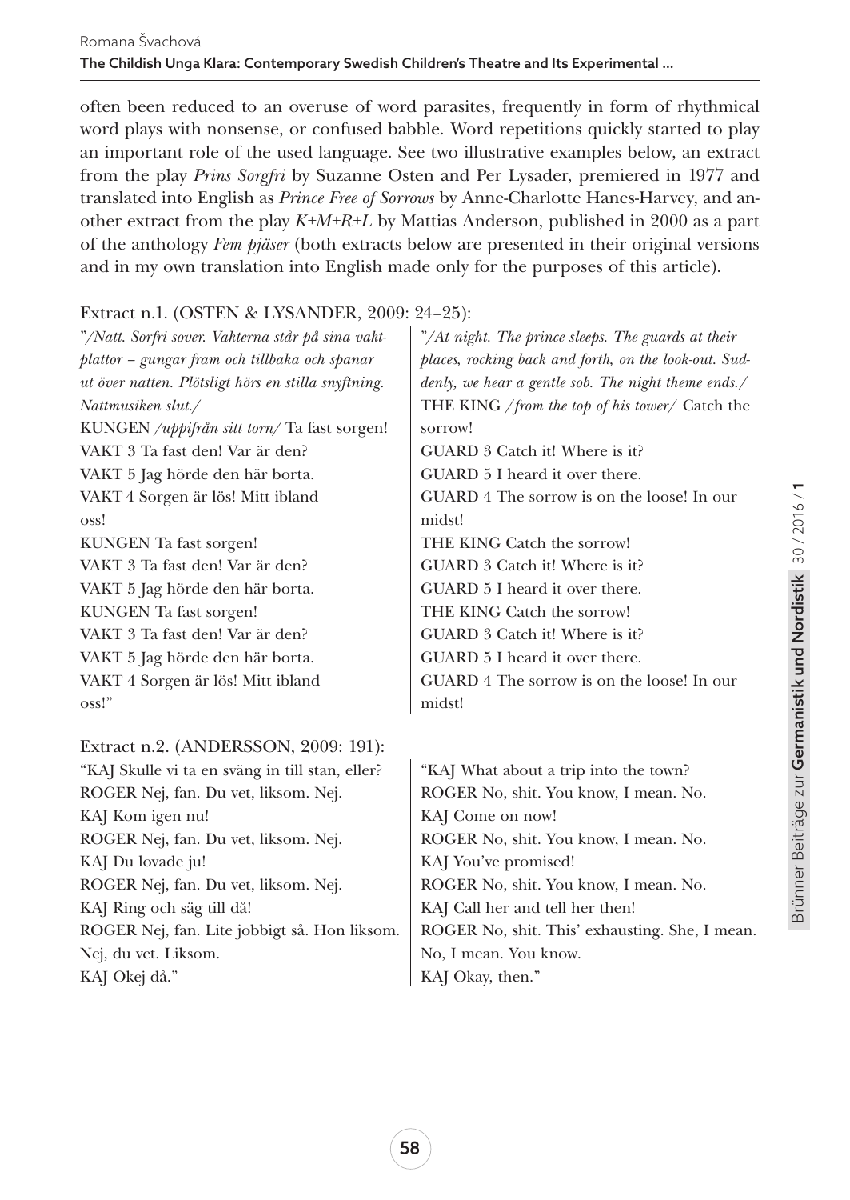often been reduced to an overuse of word parasites, frequently in form of rhythmical word plays with nonsense, or confused babble. Word repetitions quickly started to play an important role of the used language. See two illustrative examples below, an extract from the play *Prins Sorgfri* by Suzanne Osten and Per Lysader, premiered in 1977 and translated into English as *Prince Free of Sorrows* by Anne-Charlotte Hanes-Harvey, and another extract from the play *K+M+R+L* by Mattias Anderson, published in 2000 as a part of the anthology *Fem pjäser* (both extracts below are presented in their original versions and in my own translation into English made only for the purposes of this article).

Extract n.1. (OSTEN & LYSANDER, 2009: 24–25):

| | |
|---|---|
| "*/Natt. Sorfri sover. Vakterna står på sina vaktplattor – gungar fram och tillbaka och spanar ut över natten. Plötsligt hörs en stilla snyftning. Nattmusiken slut./* | "*/At night. The prince sleeps. The guards at their places, rocking back and forth, on the look-out. Suddenly, we hear a gentle sob. The night theme ends./* |
| KUNGEN */uppifrån sitt torn/* Ta fast sorgen! | THE KING */from the top of his tower/* Catch the sorrow! |
| VAKT 3 Ta fast den! Var är den? | GUARD 3 Catch it! Where is it? |
| VAKT 5 Jag hörde den här borta. | GUARD 5 I heard it over there. |
| VAKT 4 Sorgen är lös! Mitt ibland oss! | GUARD 4 The sorrow is on the loose! In our midst! |
| KUNGEN Ta fast sorgen! | THE KING Catch the sorrow! |
| VAKT 3 Ta fast den! Var är den? | GUARD 3 Catch it! Where is it? |
| VAKT 5 Jag hörde den här borta. | GUARD 5 I heard it over there. |
| KUNGEN Ta fast sorgen! | THE KING Catch the sorrow! |
| VAKT 3 Ta fast den! Var är den? | GUARD 3 Catch it! Where is it? |
| VAKT 5 Jag hörde den här borta. | GUARD 5 I heard it over there. |
| VAKT 4 Sorgen är lös! Mitt ibland oss!" | GUARD 4 The sorrow is on the loose! In our midst! |

Extract n.2. (ANDERSSON, 2009: 191):

| | |
|---|---|
| "KAJ Skulle vi ta en sväng in till stan, eller? | "KAJ What about a trip into the town? |
| ROGER Nej, fan. Du vet, liksom. Nej. | ROGER No, shit. You know, I mean. No. |
| KAJ Kom igen nu! | KAJ Come on now! |
| ROGER Nej, fan. Du vet, liksom. Nej. | ROGER No, shit. You know, I mean. No. |
| KAJ Du lovade ju! | KAJ You've promised! |
| ROGER Nej, fan. Du vet, liksom. Nej. | ROGER No, shit. You know, I mean. No. |
| KAJ Ring och säg till då! | KAJ Call her and tell her then! |
| ROGER Nej, fan. Lite jobbigt så. Hon liksom. Nej, du vet. Liksom. | ROGER No, shit. This' exhausting. She, I mean. No, I mean. You know. |
| KAJ Okej då." | KAJ Okay, then." |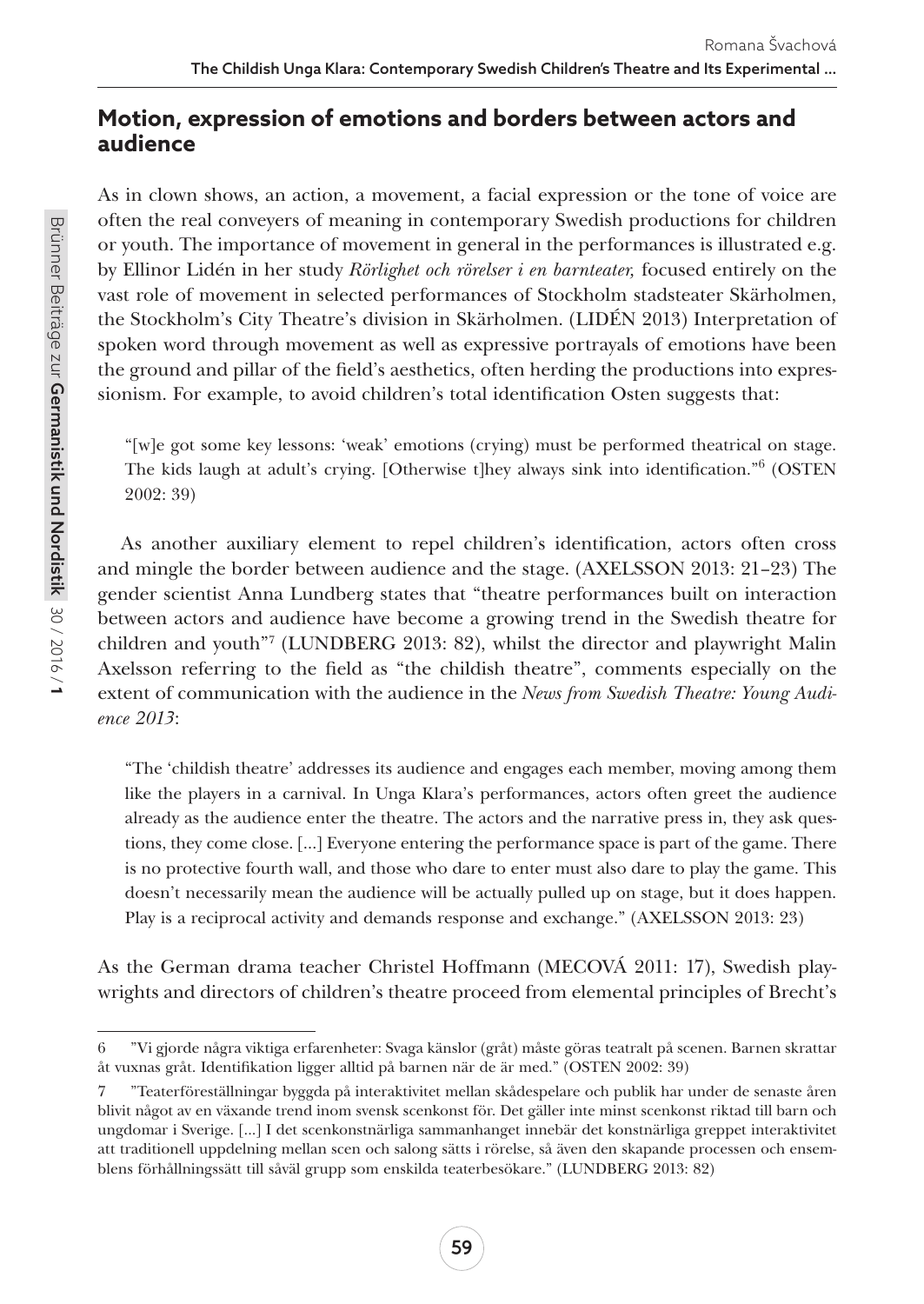## Motion, expression of emotions and borders between actors and audience

As in clown shows, an action, a movement, a facial expression or the tone of voice are often the real conveyers of meaning in contemporary Swedish productions for children or youth. The importance of movement in general in the performances is illustrated e.g. by Ellinor Lidén in her study *Rörlighet och rörelser i en barnteater,* focused entirely on the vast role of movement in selected performances of Stockholm stadsteater Skärholmen, the Stockholm's City Theatre's division in Skärholmen. (LIDÉN 2013) Interpretation of spoken word through movement as well as expressive portrayals of emotions have been the ground and pillar of the field's aesthetics, often herding the productions into expressionism. For example, to avoid children's total identification Osten suggests that:

> "[w]e got some key lessons: 'weak' emotions (crying) must be performed theatrical on stage. The kids laugh at adult's crying. [Otherwise t]hey always sink into identification."[6] (OSTEN 2002: 39)

As another auxiliary element to repel children's identification, actors often cross and mingle the border between audience and the stage. (AXELSSON 2013: 21–23) The gender scientist Anna Lundberg states that "theatre performances built on interaction between actors and audience have become a growing trend in the Swedish theatre for children and youth"[7] (LUNDBERG 2013: 82), whilst the director and playwright Malin Axelsson referring to the field as "the childish theatre", comments especially on the extent of communication with the audience in the *News from Swedish Theatre: Young Audience 2013*:

> "The 'childish theatre' addresses its audience and engages each member, moving among them like the players in a carnival. In Unga Klara's performances, actors often greet the audience already as the audience enter the theatre. The actors and the narrative press in, they ask questions, they come close. [...] Everyone entering the performance space is part of the game. There is no protective fourth wall, and those who dare to enter must also dare to play the game. This doesn't necessarily mean the audience will be actually pulled up on stage, but it does happen. Play is a reciprocal activity and demands response and exchange." (AXELSSON 2013: 23)

As the German drama teacher Christel Hoffmann (MECOVÁ 2011: 17), Swedish playwrights and directors of children's theatre proceed from elemental principles of Brecht's

---

6 "Vi gjorde några viktiga erfarenheter: Svaga känslor (gråt) måste göras teatralt på scenen. Barnen skrattar åt vuxnas gråt. Identifikation ligger alltid på barnen när de är med." (OSTEN 2002: 39)

7 "Teaterföreställningar byggda på interaktivitet mellan skådespelare och publik har under de senaste åren blivit något av en växande trend inom svensk scenkonst för. Det gäller inte minst scenkonst riktad till barn och ungdomar i Sverige. [...] I det scenkonstnärliga sammanhanget innebär det konstnärliga greppet interaktivitet att traditionell uppdelning mellan scen och salong sätts i rörelse, så även den skapande processen och ensemblens förhållningssätt till såväl grupp som enskilda teaterbesökare." (LUNDBERG 2013: 82)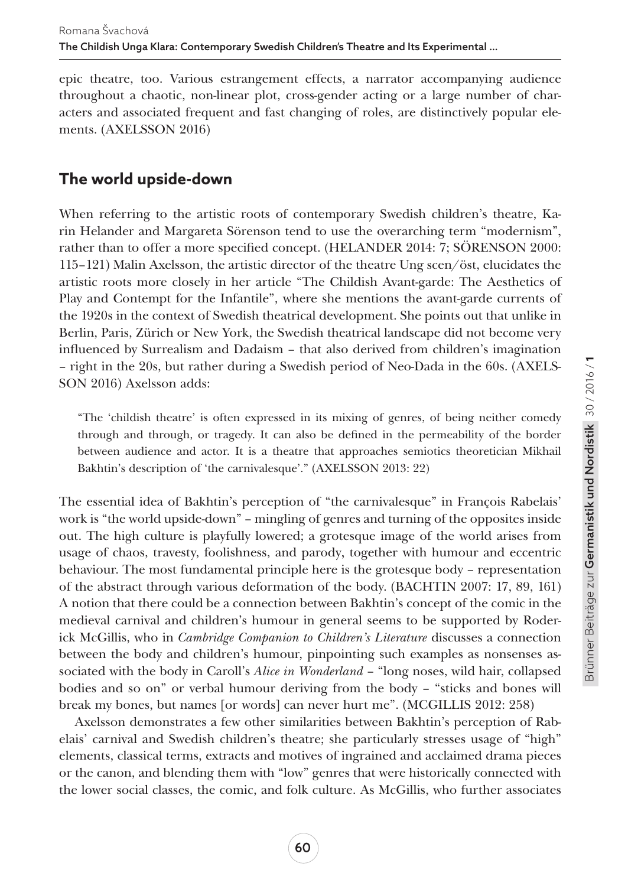epic theatre, too. Various estrangement effects, a narrator accompanying audience throughout a chaotic, non-linear plot, cross-gender acting or a large number of characters and associated frequent and fast changing of roles, are distinctively popular elements. (AXELSSON 2016)

## The world upside-down

When referring to the artistic roots of contemporary Swedish children's theatre, Karin Helander and Margareta Sörenson tend to use the overarching term "modernism", rather than to offer a more specified concept. (HELANDER 2014: 7; SÖRENSON 2000: 115–121) Malin Axelsson, the artistic director of the theatre Ung scen/öst, elucidates the artistic roots more closely in her article "The Childish Avant-garde: The Aesthetics of Play and Contempt for the Infantile", where she mentions the avant-garde currents of the 1920s in the context of Swedish theatrical development. She points out that unlike in Berlin, Paris, Zürich or New York, the Swedish theatrical landscape did not become very influenced by Surrealism and Dadaism – that also derived from children's imagination – right in the 20s, but rather during a Swedish period of Neo-Dada in the 60s. (AXELSSON 2016) Axelsson adds:

> "The 'childish theatre' is often expressed in its mixing of genres, of being neither comedy through and through, or tragedy. It can also be defined in the permeability of the border between audience and actor. It is a theatre that approaches semiotics theoretician Mikhail Bakhtin's description of 'the carnivalesque'." (AXELSSON 2013: 22)

The essential idea of Bakhtin's perception of "the carnivalesque" in François Rabelais' work is "the world upside-down" – mingling of genres and turning of the opposites inside out. The high culture is playfully lowered; a grotesque image of the world arises from usage of chaos, travesty, foolishness, and parody, together with humour and eccentric behaviour. The most fundamental principle here is the grotesque body – representation of the abstract through various deformation of the body. (BACHTIN 2007: 17, 89, 161) A notion that there could be a connection between Bakhtin's concept of the comic in the medieval carnival and children's humour in general seems to be supported by Roderick McGillis, who in *Cambridge Companion to Children's Literature* discusses a connection between the body and children's humour, pinpointing such examples as nonsenses associated with the body in Caroll's *Alice in Wonderland* – "long noses, wild hair, collapsed bodies and so on" or verbal humour deriving from the body – "sticks and bones will break my bones, but names [or words] can never hurt me". (MCGILLIS 2012: 258)

Axelsson demonstrates a few other similarities between Bakhtin's perception of Rabelais' carnival and Swedish children's theatre; she particularly stresses usage of "high" elements, classical terms, extracts and motives of ingrained and acclaimed drama pieces or the canon, and blending them with "low" genres that were historically connected with the lower social classes, the comic, and folk culture. As McGillis, who further associates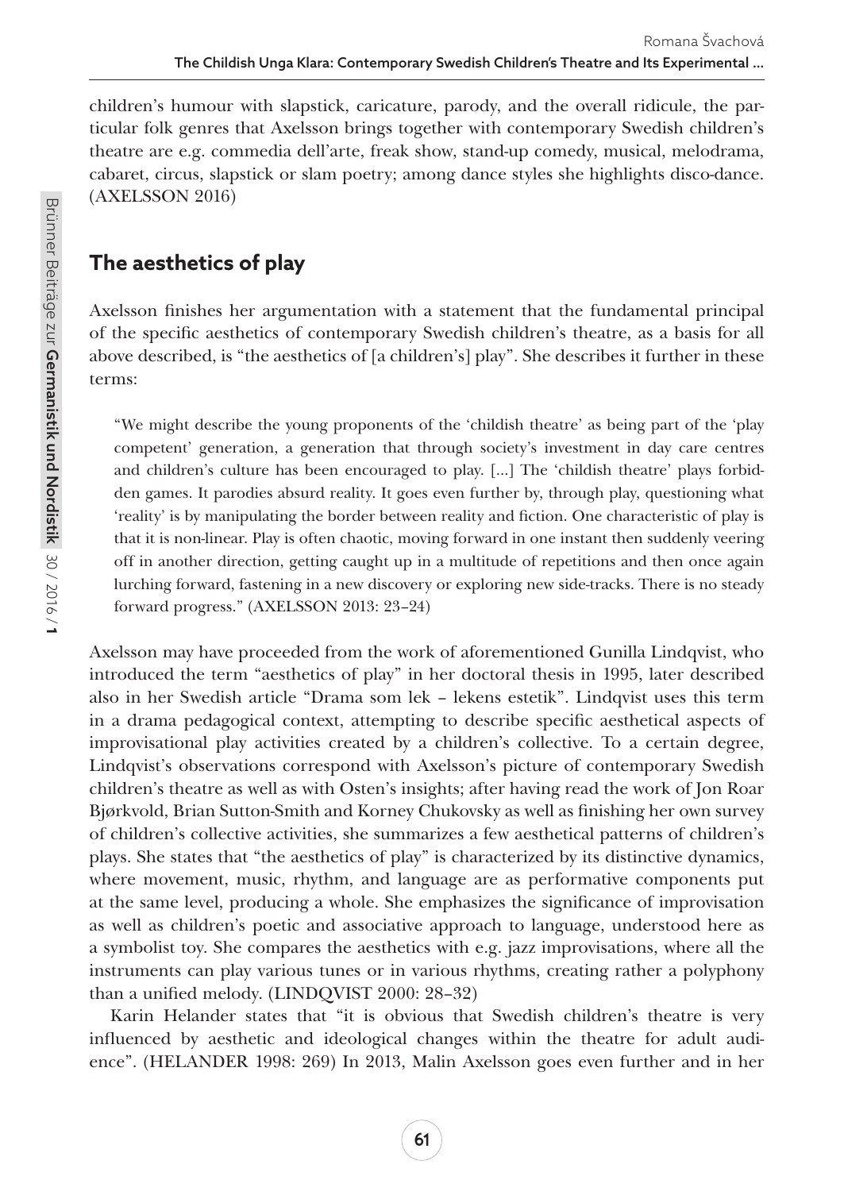children's humour with slapstick, caricature, parody, and the overall ridicule, the particular folk genres that Axelsson brings together with contemporary Swedish children's theatre are e.g. commedia dell'arte, freak show, stand-up comedy, musical, melodrama, cabaret, circus, slapstick or slam poetry; among dance styles she highlights disco-dance. (AXELSSON 2016)

## The aesthetics of play

Axelsson finishes her argumentation with a statement that the fundamental principal of the specific aesthetics of contemporary Swedish children's theatre, as a basis for all above described, is "the aesthetics of [a children's] play". She describes it further in these terms:

> "We might describe the young proponents of the 'childish theatre' as being part of the 'play competent' generation, a generation that through society's investment in day care centres and children's culture has been encouraged to play. [...] The 'childish theatre' plays forbidden games. It parodies absurd reality. It goes even further by, through play, questioning what 'reality' is by manipulating the border between reality and fiction. One characteristic of play is that it is non-linear. Play is often chaotic, moving forward in one instant then suddenly veering off in another direction, getting caught up in a multitude of repetitions and then once again lurching forward, fastening in a new discovery or exploring new side-tracks. There is no steady forward progress." (AXELSSON 2013: 23–24)

Axelsson may have proceeded from the work of aforementioned Gunilla Lindqvist, who introduced the term "aesthetics of play" in her doctoral thesis in 1995, later described also in her Swedish article "Drama som lek – lekens estetik". Lindqvist uses this term in a drama pedagogical context, attempting to describe specific aesthetical aspects of improvisational play activities created by a children's collective. To a certain degree, Lindqvist's observations correspond with Axelsson's picture of contemporary Swedish children's theatre as well as with Osten's insights; after having read the work of Jon Roar Bjørkvold, Brian Sutton-Smith and Korney Chukovsky as well as finishing her own survey of children's collective activities, she summarizes a few aesthetical patterns of children's plays. She states that "the aesthetics of play" is characterized by its distinctive dynamics, where movement, music, rhythm, and language are as performative components put at the same level, producing a whole. She emphasizes the significance of improvisation as well as children's poetic and associative approach to language, understood here as a symbolist toy. She compares the aesthetics with e.g. jazz improvisations, where all the instruments can play various tunes or in various rhythms, creating rather a polyphony than a unified melody. (LINDQVIST 2000: 28–32)

Karin Helander states that "it is obvious that Swedish children's theatre is very influenced by aesthetic and ideological changes within the theatre for adult audience". (HELANDER 1998: 269) In 2013, Malin Axelsson goes even further and in her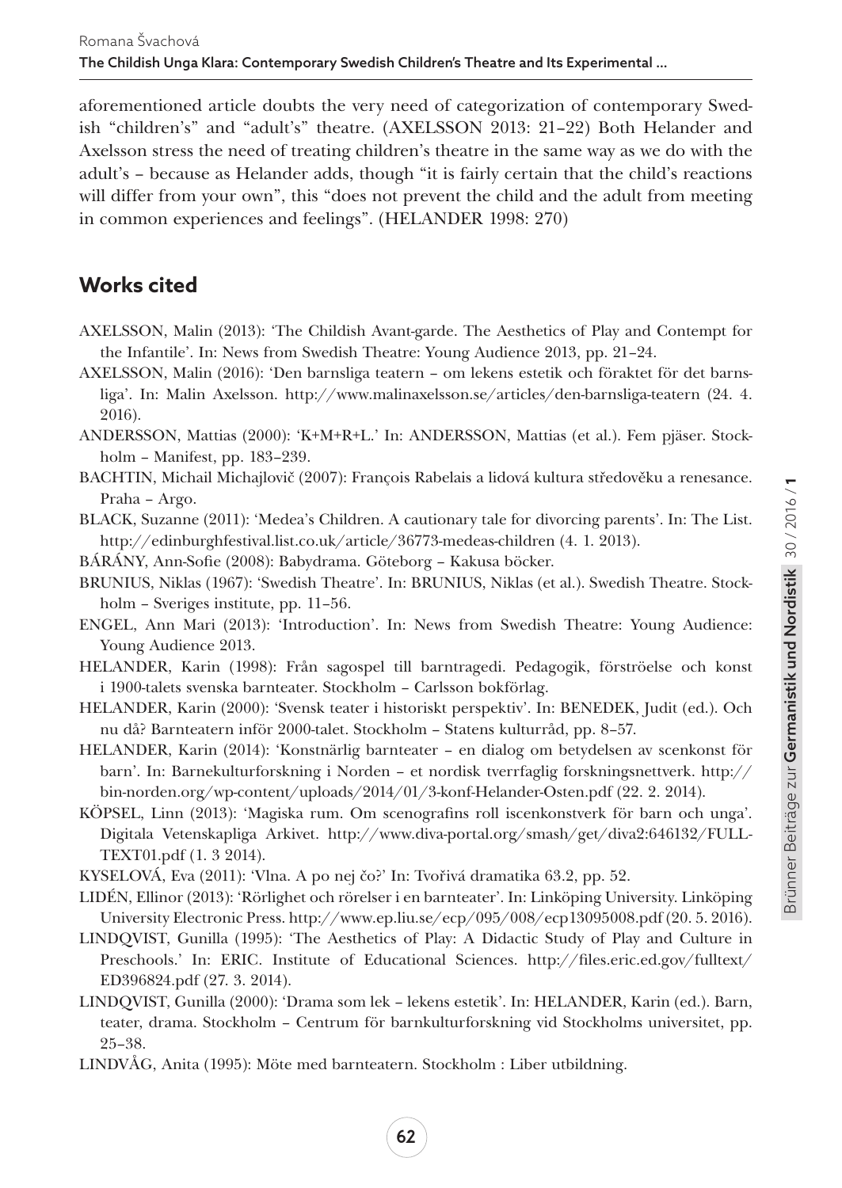aforementioned article doubts the very need of categorization of contemporary Swedish "children's" and "adult's" theatre. (AXELSSON 2013: 21–22) Both Helander and Axelsson stress the need of treating children's theatre in the same way as we do with the adult's – because as Helander adds, though "it is fairly certain that the child's reactions will differ from your own", this "does not prevent the child and the adult from meeting in common experiences and feelings". (HELANDER 1998: 270)

## Works cited

AXELSSON, Malin (2013): 'The Childish Avant-garde. The Aesthetics of Play and Contempt for the Infantile'. In: News from Swedish Theatre: Young Audience 2013, pp. 21–24.

AXELSSON, Malin (2016): 'Den barnsliga teatern – om lekens estetik och föraktet för det barnsliga'. In: Malin Axelsson. http://www.malinaxelsson.se/articles/den-barnsliga-teatern (24. 4. 2016).

ANDERSSON, Mattias (2000): 'K+M+R+L.' In: ANDERSSON, Mattias (et al.). Fem pjäser. Stockholm – Manifest, pp. 183–239.

BACHTIN, Michail Michajlovič (2007): François Rabelais a lidová kultura středověku a renesance. Praha – Argo.

BLACK, Suzanne (2011): 'Medea's Children. A cautionary tale for divorcing parents'. In: The List. http://edinburghfestival.list.co.uk/article/36773-medeas-children (4. 1. 2013).

BÁRÁNY, Ann-Sofie (2008): Babydrama. Göteborg – Kakusa böcker.

BRUNIUS, Niklas (1967): 'Swedish Theatre'. In: BRUNIUS, Niklas (et al.). Swedish Theatre. Stockholm – Sveriges institute, pp. 11–56.

ENGEL, Ann Mari (2013): 'Introduction'. In: News from Swedish Theatre: Young Audience: Young Audience 2013.

HELANDER, Karin (1998): Från sagospel till barntragedi. Pedagogik, förströelse och konst i 1900-talets svenska barnteater. Stockholm – Carlsson bokförlag.

HELANDER, Karin (2000): 'Svensk teater i historiskt perspektiv'. In: BENEDEK, Judit (ed.). Och nu då? Barnteatern inför 2000-talet. Stockholm – Statens kulturråd, pp. 8–57.

HELANDER, Karin (2014): 'Konstnärlig barnteater – en dialog om betydelsen av scenkonst för barn'. In: Barnekulturforskning i Norden – et nordisk tverrfaglig forskningsnettverk. http://bin-norden.org/wp-content/uploads/2014/01/3-konf-Helander-Osten.pdf (22. 2. 2014).

KÖPSEL, Linn (2013): 'Magiska rum. Om scenografins roll iscenkonstverk för barn och unga'. Digitala Vetenskapliga Arkivet. http://www.diva-portal.org/smash/get/diva2:646132/FULLTEXT01.pdf (1. 3 2014).

KYSELOVÁ, Eva (2011): 'Vlna. A po nej čo?' In: Tvořivá dramatika 63.2, pp. 52.

LIDÉN, Ellinor (2013): 'Rörlighet och rörelser i en barnteater'. In: Linköping University. Linköping University Electronic Press. http://www.ep.liu.se/ecp/095/008/ecp13095008.pdf (20. 5. 2016).

LINDQVIST, Gunilla (1995): 'The Aesthetics of Play: A Didactic Study of Play and Culture in Preschools.' In: ERIC. Institute of Educational Sciences. http://files.eric.ed.gov/fulltext/ED396824.pdf (27. 3. 2014).

LINDQVIST, Gunilla (2000): 'Drama som lek – lekens estetik'. In: HELANDER, Karin (ed.). Barn, teater, drama. Stockholm – Centrum för barnkulturforskning vid Stockholms universitet, pp. 25–38.

LINDVÅG, Anita (1995): Möte med barnteatern. Stockholm : Liber utbildning.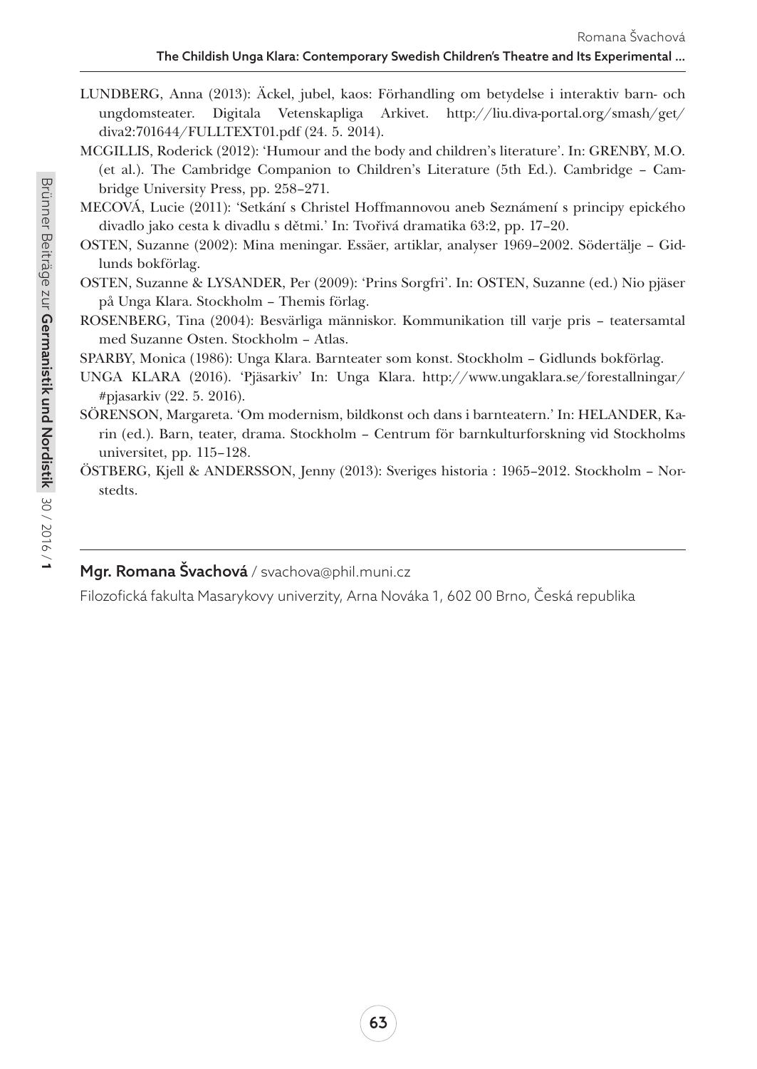LUNDBERG, Anna (2013): Äckel, jubel, kaos: Förhandling om betydelse i interaktiv barn- och ungdomsteater. Digitala Vetenskapliga Arkivet. http://liu.diva-portal.org/smash/get/diva2:701644/FULLTEXT01.pdf (24. 5. 2014).

MCGILLIS, Roderick (2012): 'Humour and the body and children's literature'. In: GRENBY, M.O. (et al.). The Cambridge Companion to Children's Literature (5th Ed.). Cambridge – Cambridge University Press, pp. 258–271.

MECOVÁ, Lucie (2011): 'Setkání s Christel Hoffmannovou aneb Seznámení s principy epického divadlo jako cesta k divadlu s dětmi.' In: Tvořivá dramatika 63:2, pp. 17–20.

OSTEN, Suzanne (2002): Mina meningar. Essäer, artiklar, analyser 1969–2002. Södertälje – Gidlunds bokförlag.

OSTEN, Suzanne & LYSANDER, Per (2009): 'Prins Sorgfri'. In: OSTEN, Suzanne (ed.) Nio pjäser på Unga Klara. Stockholm – Themis förlag.

ROSENBERG, Tina (2004): Besvärliga människor. Kommunikation till varje pris – teatersamtal med Suzanne Osten. Stockholm – Atlas.

SPARBY, Monica (1986): Unga Klara. Barnteater som konst. Stockholm – Gidlunds bokförlag.

UNGA KLARA (2016). 'Pjäsarkiv' In: Unga Klara. http://www.ungaklara.se/forestallningar/#pjasarkiv (22. 5. 2016).

SÖRENSON, Margareta. 'Om modernism, bildkonst och dans i barnteatern.' In: HELANDER, Karin (ed.). Barn, teater, drama. Stockholm – Centrum för barnkulturforskning vid Stockholms universitet, pp. 115–128.

ÖSTBERG, Kjell & ANDERSSON, Jenny (2013): Sveriges historia : 1965–2012. Stockholm – Norstedts.

---

**Mgr. Romana Švachová** / svachova@phil.muni.cz

Filozofická fakulta Masarykovy univerzity, Arna Nováka 1, 602 00 Brno, Česká republika